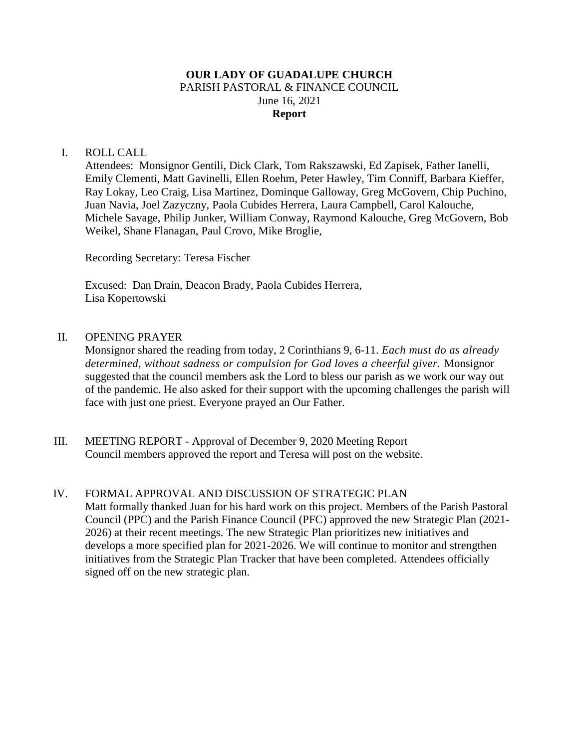**OUR LADY OF GUADALUPE CHURCH**
PARISH PASTORAL & FINANCE COUNCIL
June 16, 2021
**Report**

I. ROLL CALL

Attendees: Monsignor Gentili, Dick Clark, Tom Rakszawski, Ed Zapisek, Father Ianelli, Emily Clementi, Matt Gavinelli, Ellen Roehm, Peter Hawley, Tim Conniff, Barbara Kieffer, Ray Lokay, Leo Craig, Lisa Martinez, Dominque Galloway, Greg McGovern, Chip Puchino, Juan Navia, Joel Zazyczny, Paola Cubides Herrera, Laura Campbell, Carol Kalouche, Michele Savage, Philip Junker, William Conway, Raymond Kalouche, Greg McGovern, Bob Weikel, Shane Flanagan, Paul Crovo, Mike Broglie,

Recording Secretary: Teresa Fischer

Excused: Dan Drain, Deacon Brady, Paola Cubides Herrera, Lisa Kopertowski

II. OPENING PRAYER

Monsignor shared the reading from today, 2 Corinthians 9, 6-11. *Each must do as already determined, without sadness or compulsion for God loves a cheerful giver.* Monsignor suggested that the council members ask the Lord to bless our parish as we work our way out of the pandemic. He also asked for their support with the upcoming challenges the parish will face with just one priest. Everyone prayed an Our Father.

III. MEETING REPORT - Approval of December 9, 2020 Meeting Report

Council members approved the report and Teresa will post on the website.

IV. FORMAL APPROVAL AND DISCUSSION OF STRATEGIC PLAN

Matt formally thanked Juan for his hard work on this project. Members of the Parish Pastoral Council (PPC) and the Parish Finance Council (PFC) approved the new Strategic Plan (2021-2026) at their recent meetings. The new Strategic Plan prioritizes new initiatives and develops a more specified plan for 2021-2026. We will continue to monitor and strengthen initiatives from the Strategic Plan Tracker that have been completed. Attendees officially signed off on the new strategic plan.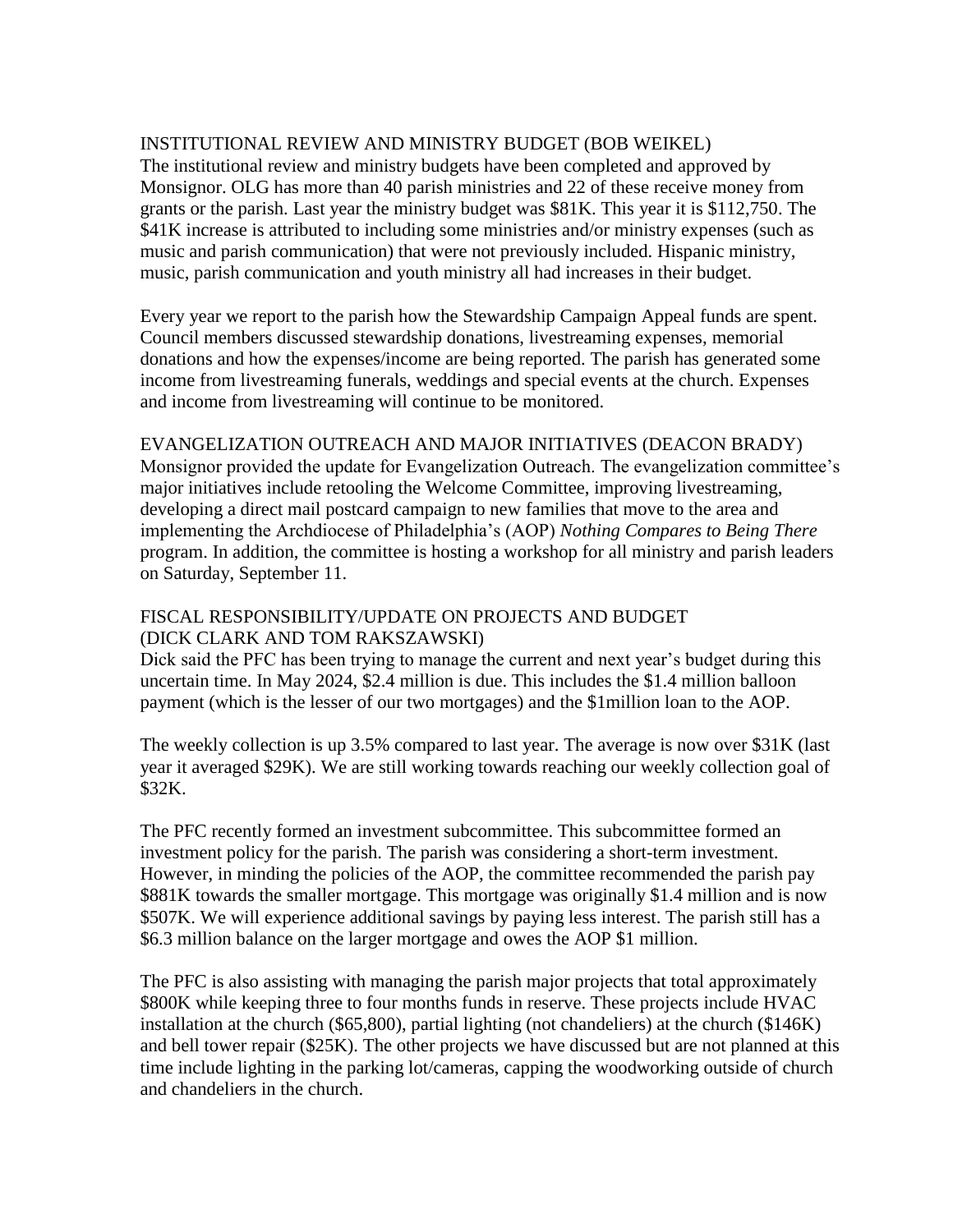## INSTITUTIONAL REVIEW AND MINISTRY BUDGET (BOB WEIKEL)

The institutional review and ministry budgets have been completed and approved by Monsignor. OLG has more than 40 parish ministries and 22 of these receive money from grants or the parish. Last year the ministry budget was $81K. This year it is $112,750. The $41K increase is attributed to including some ministries and/or ministry expenses (such as music and parish communication) that were not previously included. Hispanic ministry, music, parish communication and youth ministry all had increases in their budget.

Every year we report to the parish how the Stewardship Campaign Appeal funds are spent. Council members discussed stewardship donations, livestreaming expenses, memorial donations and how the expenses/income are being reported. The parish has generated some income from livestreaming funerals, weddings and special events at the church. Expenses and income from livestreaming will continue to be monitored.

## EVANGELIZATION OUTREACH AND MAJOR INITIATIVES (DEACON BRADY)

Monsignor provided the update for Evangelization Outreach. The evangelization committee's major initiatives include retooling the Welcome Committee, improving livestreaming, developing a direct mail postcard campaign to new families that move to the area and implementing the Archdiocese of Philadelphia's (AOP) *Nothing Compares to Being There* program. In addition, the committee is hosting a workshop for all ministry and parish leaders on Saturday, September 11.

## FISCAL RESPONSIBILITY/UPDATE ON PROJECTS AND BUDGET (DICK CLARK AND TOM RAKSZAWSKI)

Dick said the PFC has been trying to manage the current and next year's budget during this uncertain time. In May 2024, $2.4 million is due. This includes the $1.4 million balloon payment (which is the lesser of our two mortgages) and the $1million loan to the AOP.

The weekly collection is up 3.5% compared to last year. The average is now over $31K (last year it averaged $29K). We are still working towards reaching our weekly collection goal of $32K.

The PFC recently formed an investment subcommittee. This subcommittee formed an investment policy for the parish. The parish was considering a short-term investment. However, in minding the policies of the AOP, the committee recommended the parish pay $881K towards the smaller mortgage. This mortgage was originally $1.4 million and is now $507K. We will experience additional savings by paying less interest. The parish still has a $6.3 million balance on the larger mortgage and owes the AOP $1 million.

The PFC is also assisting with managing the parish major projects that total approximately $800K while keeping three to four months funds in reserve. These projects include HVAC installation at the church ($65,800), partial lighting (not chandeliers) at the church ($146K) and bell tower repair ($25K). The other projects we have discussed but are not planned at this time include lighting in the parking lot/cameras, capping the woodworking outside of church and chandeliers in the church.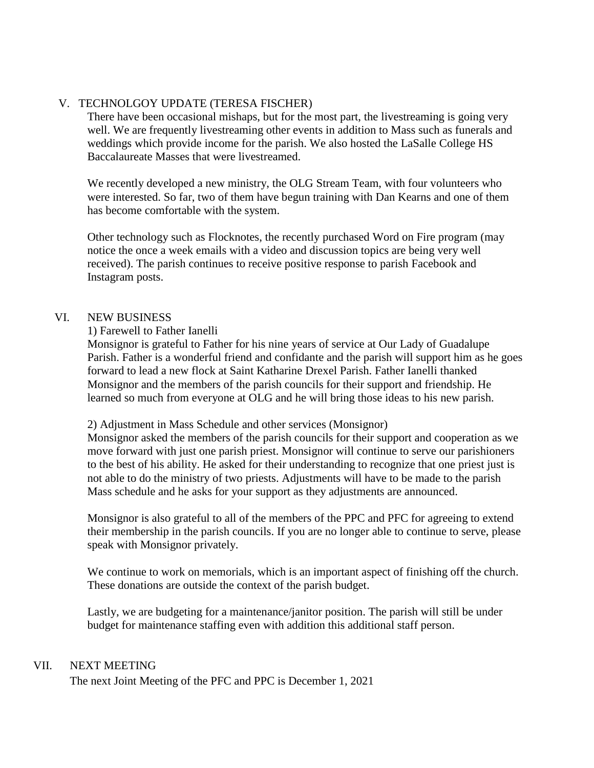## V. TECHNOLGOY UPDATE (TERESA FISCHER)

There have been occasional mishaps, but for the most part, the livestreaming is going very well. We are frequently livestreaming other events in addition to Mass such as funerals and weddings which provide income for the parish. We also hosted the LaSalle College HS Baccalaureate Masses that were livestreamed.

We recently developed a new ministry, the OLG Stream Team, with four volunteers who were interested. So far, two of them have begun training with Dan Kearns and one of them has become comfortable with the system.

Other technology such as Flocknotes, the recently purchased Word on Fire program (may notice the once a week emails with a video and discussion topics are being very well received). The parish continues to receive positive response to parish Facebook and Instagram posts.

## VI. NEW BUSINESS

1) Farewell to Father Ianelli

Monsignor is grateful to Father for his nine years of service at Our Lady of Guadalupe Parish. Father is a wonderful friend and confidante and the parish will support him as he goes forward to lead a new flock at Saint Katharine Drexel Parish. Father Ianelli thanked Monsignor and the members of the parish councils for their support and friendship. He learned so much from everyone at OLG and he will bring those ideas to his new parish.

2) Adjustment in Mass Schedule and other services (Monsignor)

Monsignor asked the members of the parish councils for their support and cooperation as we move forward with just one parish priest. Monsignor will continue to serve our parishioners to the best of his ability. He asked for their understanding to recognize that one priest just is not able to do the ministry of two priests. Adjustments will have to be made to the parish Mass schedule and he asks for your support as they adjustments are announced.

Monsignor is also grateful to all of the members of the PPC and PFC for agreeing to extend their membership in the parish councils. If you are no longer able to continue to serve, please speak with Monsignor privately.

We continue to work on memorials, which is an important aspect of finishing off the church. These donations are outside the context of the parish budget.

Lastly, we are budgeting for a maintenance/janitor position. The parish will still be under budget for maintenance staffing even with addition this additional staff person.

## VII. NEXT MEETING

The next Joint Meeting of the PFC and PPC is December 1, 2021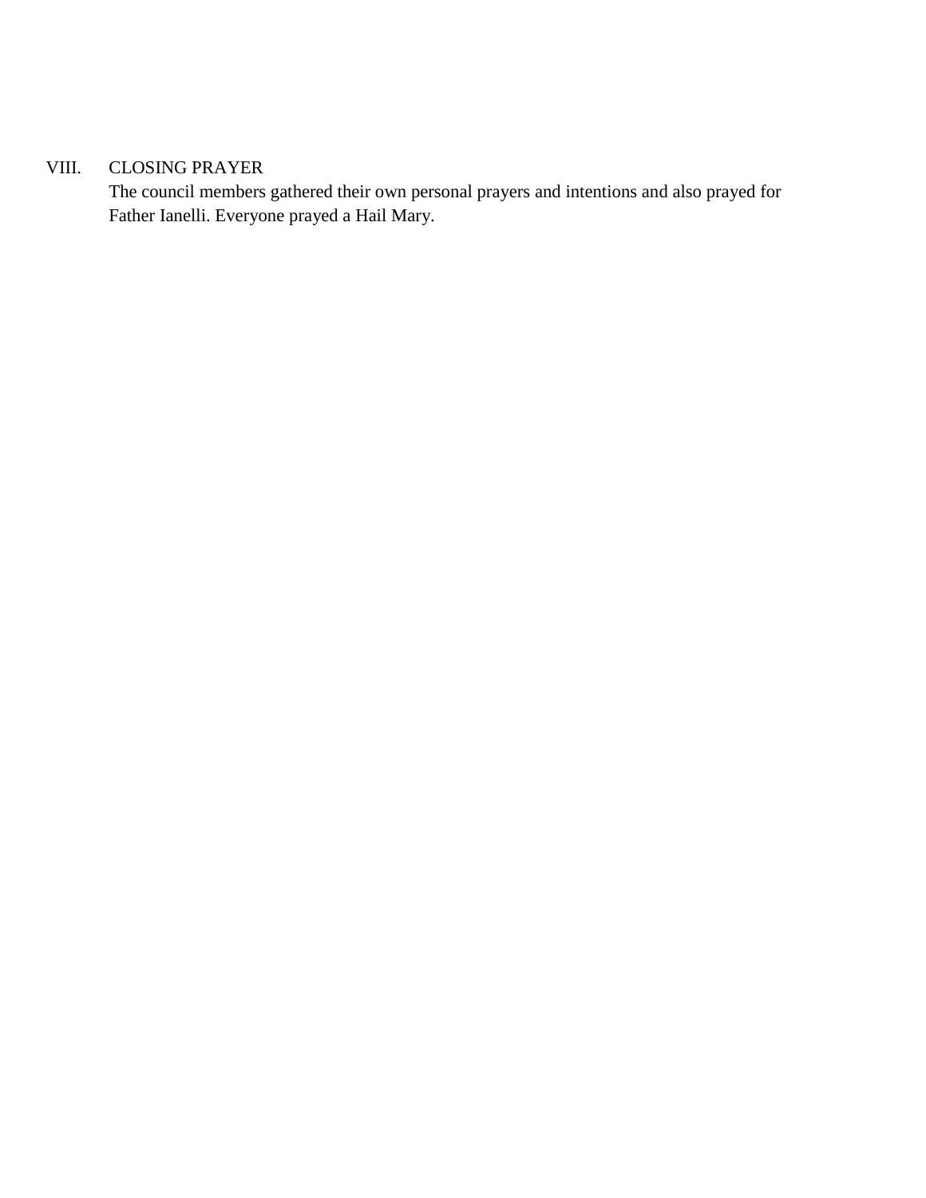VIII. CLOSING PRAYER

The council members gathered their own personal prayers and intentions and also prayed for Father Ianelli. Everyone prayed a Hail Mary.